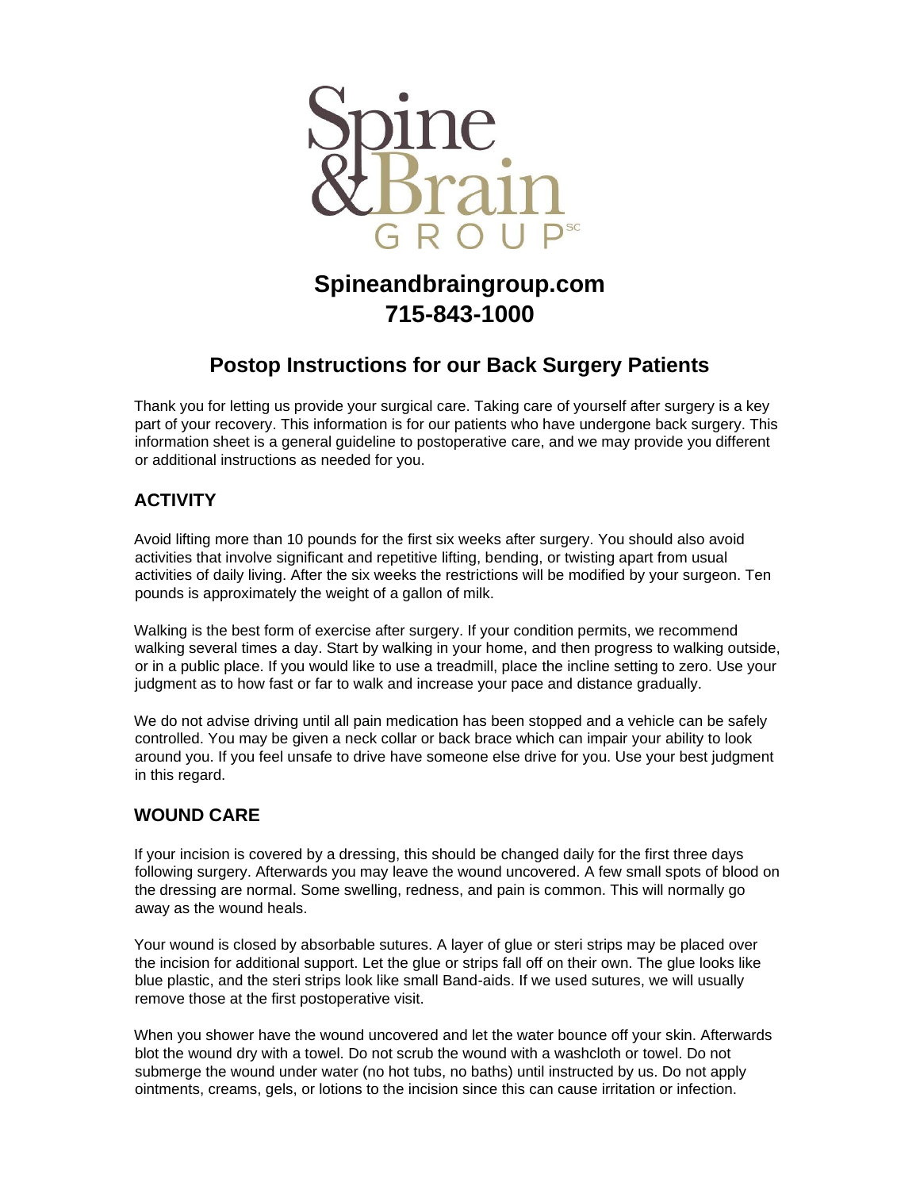Spine & Brain GROUP[SC]

**Spineandbraingroup.com**
**715-843-1000**

# Postop Instructions for our Back Surgery Patients

Thank you for letting us provide your surgical care. Taking care of yourself after surgery is a key part of your recovery. This information is for our patients who have undergone back surgery. This information sheet is a general guideline to postoperative care, and we may provide you different or additional instructions as needed for you.

## ACTIVITY

Avoid lifting more than 10 pounds for the first six weeks after surgery. You should also avoid activities that involve significant and repetitive lifting, bending, or twisting apart from usual activities of daily living. After the six weeks the restrictions will be modified by your surgeon. Ten pounds is approximately the weight of a gallon of milk.

Walking is the best form of exercise after surgery. If your condition permits, we recommend walking several times a day. Start by walking in your home, and then progress to walking outside, or in a public place. If you would like to use a treadmill, place the incline setting to zero. Use your judgment as to how fast or far to walk and increase your pace and distance gradually.

We do not advise driving until all pain medication has been stopped and a vehicle can be safely controlled. You may be given a neck collar or back brace which can impair your ability to look around you. If you feel unsafe to drive have someone else drive for you. Use your best judgment in this regard.

## WOUND CARE

If your incision is covered by a dressing, this should be changed daily for the first three days following surgery. Afterwards you may leave the wound uncovered. A few small spots of blood on the dressing are normal. Some swelling, redness, and pain is common. This will normally go away as the wound heals.

Your wound is closed by absorbable sutures. A layer of glue or steri strips may be placed over the incision for additional support. Let the glue or strips fall off on their own. The glue looks like blue plastic, and the steri strips look like small Band-aids. If we used sutures, we will usually remove those at the first postoperative visit.

When you shower have the wound uncovered and let the water bounce off your skin. Afterwards blot the wound dry with a towel. Do not scrub the wound with a washcloth or towel. Do not submerge the wound under water (no hot tubs, no baths) until instructed by us. Do not apply ointments, creams, gels, or lotions to the incision since this can cause irritation or infection.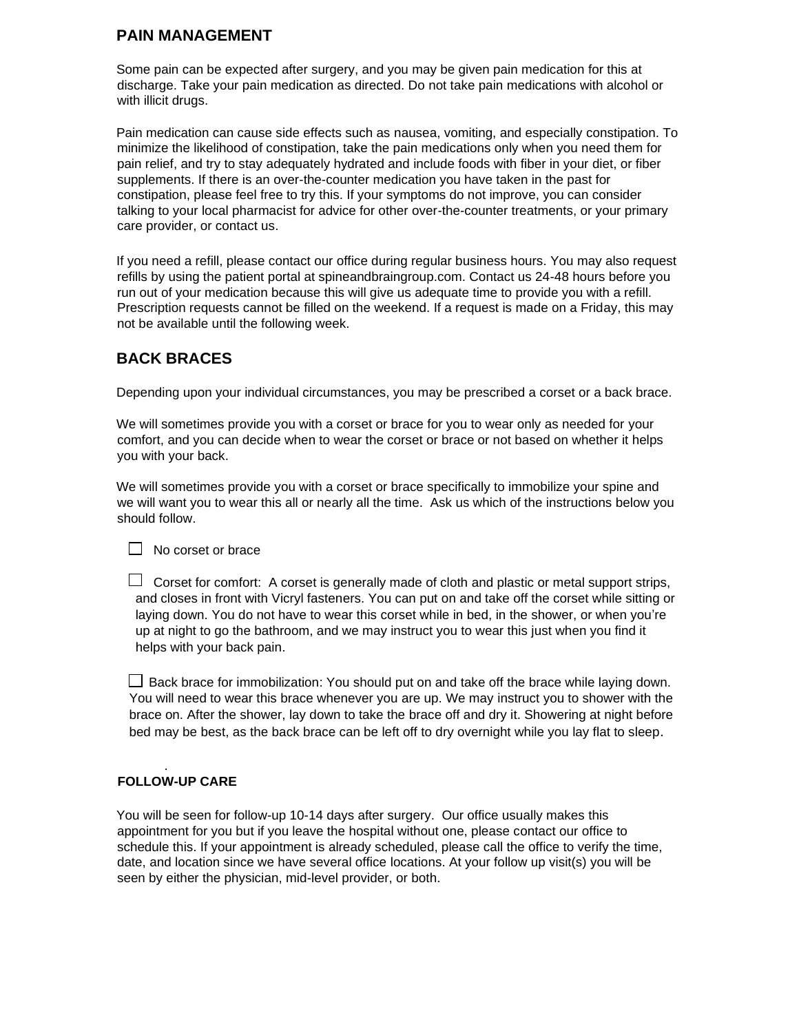## PAIN MANAGEMENT

Some pain can be expected after surgery, and you may be given pain medication for this at discharge. Take your pain medication as directed. Do not take pain medications with alcohol or with illicit drugs.

Pain medication can cause side effects such as nausea, vomiting, and especially constipation. To minimize the likelihood of constipation, take the pain medications only when you need them for pain relief, and try to stay adequately hydrated and include foods with fiber in your diet, or fiber supplements. If there is an over-the-counter medication you have taken in the past for constipation, please feel free to try this. If your symptoms do not improve, you can consider talking to your local pharmacist for advice for other over-the-counter treatments, or your primary care provider, or contact us.

If you need a refill, please contact our office during regular business hours. You may also request refills by using the patient portal at spineandbraingroup.com. Contact us 24-48 hours before you run out of your medication because this will give us adequate time to provide you with a refill. Prescription requests cannot be filled on the weekend. If a request is made on a Friday, this may not be available until the following week.

## BACK BRACES

Depending upon your individual circumstances, you may be prescribed a corset or a back brace.

We will sometimes provide you with a corset or brace for you to wear only as needed for your comfort, and you can decide when to wear the corset or brace or not based on whether it helps you with your back.

We will sometimes provide you with a corset or brace specifically to immobilize your spine and we will want you to wear this all or nearly all the time. Ask us which of the instructions below you should follow.

- [ ] No corset or brace

- [ ] Corset for comfort: A corset is generally made of cloth and plastic or metal support strips, and closes in front with Vicryl fasteners. You can put on and take off the corset while sitting or laying down. You do not have to wear this corset while in bed, in the shower, or when you're up at night to go the bathroom, and we may instruct you to wear this just when you find it helps with your back pain.

- [ ] Back brace for immobilization: You should put on and take off the brace while laying down. You will need to wear this brace whenever you are up. We may instruct you to shower with the brace on. After the shower, lay down to take the brace off and dry it. Showering at night before bed may be best, as the back brace can be left off to dry overnight while you lay flat to sleep.

## FOLLOW-UP CARE

You will be seen for follow-up 10-14 days after surgery. Our office usually makes this appointment for you but if you leave the hospital without one, please contact our office to schedule this. If your appointment is already scheduled, please call the office to verify the time, date, and location since we have several office locations. At your follow up visit(s) you will be seen by either the physician, mid-level provider, or both.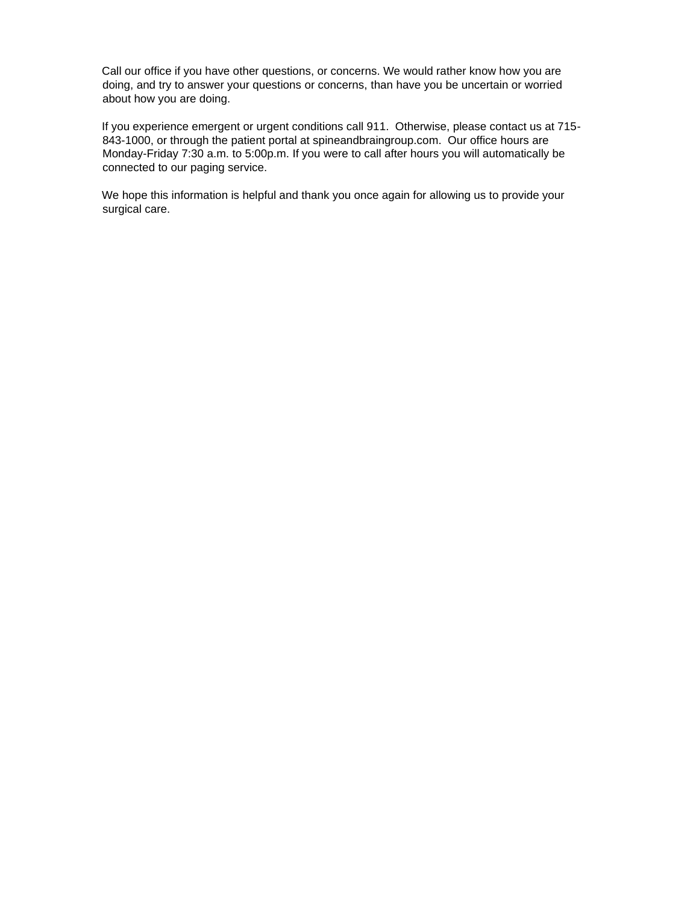Call our office if you have other questions, or concerns. We would rather know how you are doing, and try to answer your questions or concerns, than have you be uncertain or worried about how you are doing.

If you experience emergent or urgent conditions call 911. Otherwise, please contact us at 715-843-1000, or through the patient portal at spineandbraingroup.com. Our office hours are Monday-Friday 7:30 a.m. to 5:00p.m. If you were to call after hours you will automatically be connected to our paging service.

We hope this information is helpful and thank you once again for allowing us to provide your surgical care.